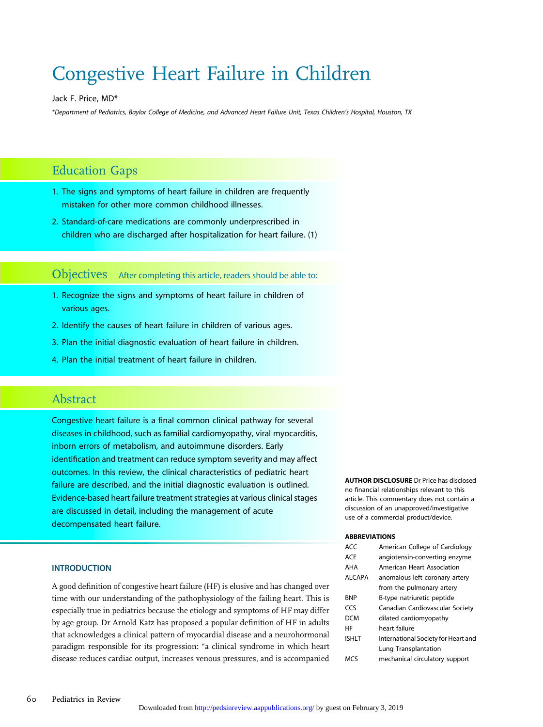# Congestive Heart Failure in Children

Jack F. Price, MD*

*Department of Pediatrics, Baylor College of Medicine, and Advanced Heart Failure Unit, Texas Children's Hospital, Houston, TX

## Education Gaps

1. The signs and symptoms of heart failure in children are frequently mistaken for other more common childhood illnesses.
2. Standard-of-care medications are commonly underprescribed in children who are discharged after hospitalization for heart failure. (1)

## Objectives

After completing this article, readers should be able to:

1. Recognize the signs and symptoms of heart failure in children of various ages.
2. Identify the causes of heart failure in children of various ages.
3. Plan the initial diagnostic evaluation of heart failure in children.
4. Plan the initial treatment of heart failure in children.

## Abstract

Congestive heart failure is a final common clinical pathway for several diseases in childhood, such as familial cardiomyopathy, viral myocarditis, inborn errors of metabolism, and autoimmune disorders. Early identification and treatment can reduce symptom severity and may affect outcomes. In this review, the clinical characteristics of pediatric heart failure are described, and the initial diagnostic evaluation is outlined. Evidence-based heart failure treatment strategies at various clinical stages are discussed in detail, including the management of acute decompensated heart failure.

**AUTHOR DISCLOSURE** Dr Price has disclosed no financial relationships relevant to this article. This commentary does not contain a discussion of an unapproved/investigative use of a commercial product/device.

**ABBREVIATIONS**

| | |
|---|---|
| ACC | American College of Cardiology |
| ACE | angiotensin-converting enzyme |
| AHA | American Heart Association |
| ALCAPA | anomalous left coronary artery from the pulmonary artery |
| BNP | B-type natriuretic peptide |
| CCS | Canadian Cardiovascular Society |
| DCM | dilated cardiomyopathy |
| HF | heart failure |
| ISHLT | International Society for Heart and Lung Transplantation |
| MCS | mechanical circulatory support |

## INTRODUCTION

A good definition of congestive heart failure (HF) is elusive and has changed over time with our understanding of the pathophysiology of the failing heart. This is especially true in pediatrics because the etiology and symptoms of HF may differ by age group. Dr Arnold Katz has proposed a popular definition of HF in adults that acknowledges a clinical pattern of myocardial disease and a neurohormonal paradigm responsible for its progression: "a clinical syndrome in which heart disease reduces cardiac output, increases venous pressures, and is accompanied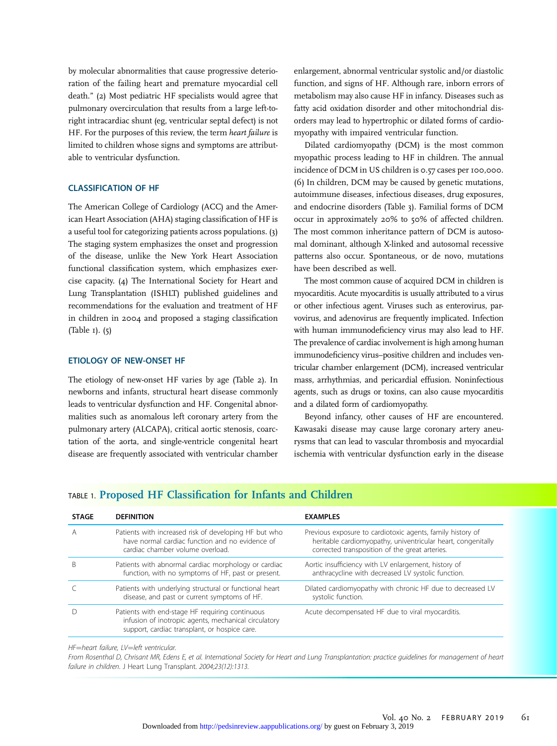by molecular abnormalities that cause progressive deterioration of the failing heart and premature myocardial cell death." (2) Most pediatric HF specialists would agree that pulmonary overcirculation that results from a large left-to-right intracardiac shunt (eg, ventricular septal defect) is not HF. For the purposes of this review, the term *heart failure* is limited to children whose signs and symptoms are attributable to ventricular dysfunction.

## CLASSIFICATION OF HF

The American College of Cardiology (ACC) and the American Heart Association (AHA) staging classification of HF is a useful tool for categorizing patients across populations. (3) The staging system emphasizes the onset and progression of the disease, unlike the New York Heart Association functional classification system, which emphasizes exercise capacity. (4) The International Society for Heart and Lung Transplantation (ISHLT) published guidelines and recommendations for the evaluation and treatment of HF in children in 2004 and proposed a staging classification (Table 1). (5)

## ETIOLOGY OF NEW-ONSET HF

The etiology of new-onset HF varies by age (Table 2). In newborns and infants, structural heart disease commonly leads to ventricular dysfunction and HF. Congenital abnormalities such as anomalous left coronary artery from the pulmonary artery (ALCAPA), critical aortic stenosis, coarctation of the aorta, and single-ventricle congenital heart disease are frequently associated with ventricular chamber enlargement, abnormal ventricular systolic and/or diastolic function, and signs of HF. Although rare, inborn errors of metabolism may also cause HF in infancy. Diseases such as fatty acid oxidation disorder and other mitochondrial disorders may lead to hypertrophic or dilated forms of cardiomyopathy with impaired ventricular function.

Dilated cardiomyopathy (DCM) is the most common myopathic process leading to HF in children. The annual incidence of DCM in US children is 0.57 cases per 100,000. (6) In children, DCM may be caused by genetic mutations, autoimmune diseases, infectious diseases, drug exposures, and endocrine disorders (Table 3). Familial forms of DCM occur in approximately 20% to 50% of affected children. The most common inheritance pattern of DCM is autosomal dominant, although X-linked and autosomal recessive patterns also occur. Spontaneous, or de novo, mutations have been described as well.

The most common cause of acquired DCM in children is myocarditis. Acute myocarditis is usually attributed to a virus or other infectious agent. Viruses such as enterovirus, parvovirus, and adenovirus are frequently implicated. Infection with human immunodeficiency virus may also lead to HF. The prevalence of cardiac involvement is high among human immunodeficiency virus–positive children and includes ventricular chamber enlargement (DCM), increased ventricular mass, arrhythmias, and pericardial effusion. Noninfectious agents, such as drugs or toxins, can also cause myocarditis and a dilated form of cardiomyopathy.

Beyond infancy, other causes of HF are encountered. Kawasaki disease may cause large coronary artery aneurysms that can lead to vascular thrombosis and myocardial ischemia with ventricular dysfunction early in the disease

TABLE 1. **Proposed HF Classification for Infants and Children**

| STAGE | DEFINITION | EXAMPLES |
|---|---|---|
| A | Patients with increased risk of developing HF but who have normal cardiac function and no evidence of cardiac chamber volume overload. | Previous exposure to cardiotoxic agents, family history of heritable cardiomyopathy, univentricular heart, congenitally corrected transposition of the great arteries. |
| B | Patients with abnormal cardiac morphology or cardiac function, with no symptoms of HF, past or present. | Aortic insufficiency with LV enlargement, history of anthracycline with decreased LV systolic function. |
| C | Patients with underlying structural or functional heart disease, and past or current symptoms of HF. | Dilated cardiomyopathy with chronic HF due to decreased LV systolic function. |
| D | Patients with end-stage HF requiring continuous infusion of inotropic agents, mechanical circulatory support, cardiac transplant, or hospice care. | Acute decompensated HF due to viral myocarditis. |

*HF=heart failure, LV=left ventricular.*

*From Rosenthal D, Chrisant MR, Edens E, et al. International Society for Heart and Lung Transplantation: practice guidelines for management of heart failure in children. J Heart Lung Transplant. 2004;23(12):1313.*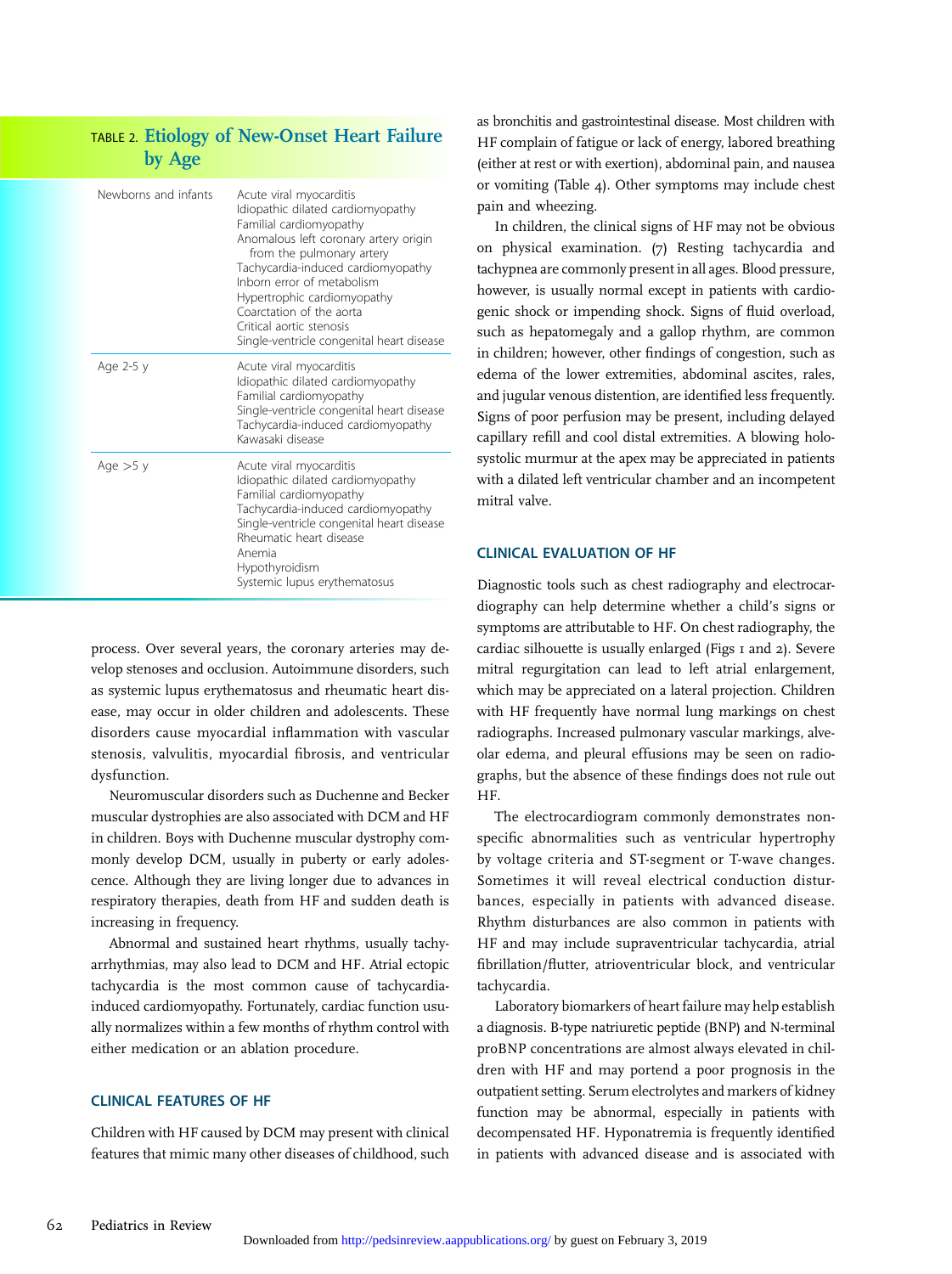### TABLE 2. Etiology of New-Onset Heart Failure by Age

| | |
|---|---|
| Newborns and infants | Acute viral myocarditis<br>Idiopathic dilated cardiomyopathy<br>Familial cardiomyopathy<br>Anomalous left coronary artery origin from the pulmonary artery<br>Tachycardia-induced cardiomyopathy<br>Inborn error of metabolism<br>Hypertrophic cardiomyopathy<br>Coarctation of the aorta<br>Critical aortic stenosis<br>Single-ventricle congenital heart disease |
| Age 2-5 y | Acute viral myocarditis<br>Idiopathic dilated cardiomyopathy<br>Familial cardiomyopathy<br>Single-ventricle congenital heart disease<br>Tachycardia-induced cardiomyopathy<br>Kawasaki disease |
| Age >5 y | Acute viral myocarditis<br>Idiopathic dilated cardiomyopathy<br>Familial cardiomyopathy<br>Tachycardia-induced cardiomyopathy<br>Single-ventricle congenital heart disease<br>Rheumatic heart disease<br>Anemia<br>Hypothyroidism<br>Systemic lupus erythematosus |

process. Over several years, the coronary arteries may develop stenoses and occlusion. Autoimmune disorders, such as systemic lupus erythematosus and rheumatic heart disease, may occur in older children and adolescents. These disorders cause myocardial inflammation with vascular stenosis, valvulitis, myocardial fibrosis, and ventricular dysfunction.

Neuromuscular disorders such as Duchenne and Becker muscular dystrophies are also associated with DCM and HF in children. Boys with Duchenne muscular dystrophy commonly develop DCM, usually in puberty or early adolescence. Although they are living longer due to advances in respiratory therapies, death from HF and sudden death is increasing in frequency.

Abnormal and sustained heart rhythms, usually tachyarrhythmias, may also lead to DCM and HF. Atrial ectopic tachycardia is the most common cause of tachycardia-induced cardiomyopathy. Fortunately, cardiac function usually normalizes within a few months of rhythm control with either medication or an ablation procedure.

## CLINICAL FEATURES OF HF

Children with HF caused by DCM may present with clinical features that mimic many other diseases of childhood, such as bronchitis and gastrointestinal disease. Most children with HF complain of fatigue or lack of energy, labored breathing (either at rest or with exertion), abdominal pain, and nausea or vomiting (Table 4). Other symptoms may include chest pain and wheezing.

In children, the clinical signs of HF may not be obvious on physical examination. (7) Resting tachycardia and tachypnea are commonly present in all ages. Blood pressure, however, is usually normal except in patients with cardiogenic shock or impending shock. Signs of fluid overload, such as hepatomegaly and a gallop rhythm, are common in children; however, other findings of congestion, such as edema of the lower extremities, abdominal ascites, rales, and jugular venous distention, are identified less frequently. Signs of poor perfusion may be present, including delayed capillary refill and cool distal extremities. A blowing holosystolic murmur at the apex may be appreciated in patients with a dilated left ventricular chamber and an incompetent mitral valve.

## CLINICAL EVALUATION OF HF

Diagnostic tools such as chest radiography and electrocardiography can help determine whether a child's signs or symptoms are attributable to HF. On chest radiography, the cardiac silhouette is usually enlarged (Figs 1 and 2). Severe mitral regurgitation can lead to left atrial enlargement, which may be appreciated on a lateral projection. Children with HF frequently have normal lung markings on chest radiographs. Increased pulmonary vascular markings, alveolar edema, and pleural effusions may be seen on radiographs, but the absence of these findings does not rule out HF.

The electrocardiogram commonly demonstrates nonspecific abnormalities such as ventricular hypertrophy by voltage criteria and ST-segment or T-wave changes. Sometimes it will reveal electrical conduction disturbances, especially in patients with advanced disease. Rhythm disturbances are also common in patients with HF and may include supraventricular tachycardia, atrial fibrillation/flutter, atrioventricular block, and ventricular tachycardia.

Laboratory biomarkers of heart failure may help establish a diagnosis. B-type natriuretic peptide (BNP) and N-terminal proBNP concentrations are almost always elevated in children with HF and may portend a poor prognosis in the outpatient setting. Serum electrolytes and markers of kidney function may be abnormal, especially in patients with decompensated HF. Hyponatremia is frequently identified in patients with advanced disease and is associated with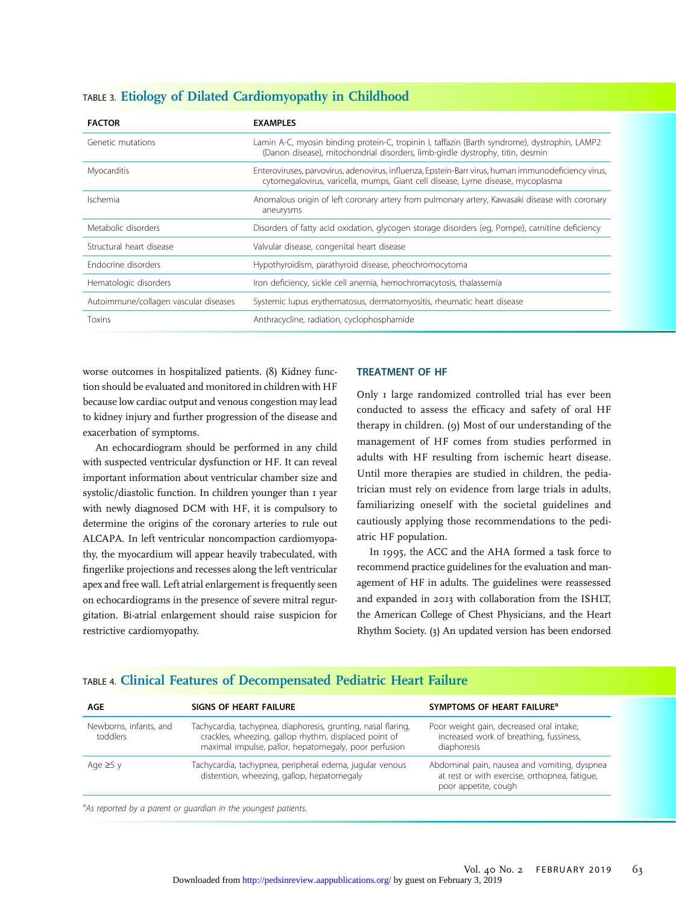TABLE 3. **Etiology of Dilated Cardiomyopathy in Childhood**

| FACTOR | EXAMPLES |
| --- | --- |
| Genetic mutations | Lamin A-C, myosin binding protein-C, tropinin I, taffazin (Barth syndrome), dystrophin, LAMP2 (Danon disease), mitochondrial disorders, limb-girdle dystrophy, titin, desmin |
| Myocarditis | Enteroviruses, parvovirus, adenovirus, influenza, Epstein-Barr virus, human immunodeficiency virus, cytomegalovirus, varicella, mumps, Giant cell disease, Lyme disease, mycoplasma |
| Ischemia | Anomalous origin of left coronary artery from pulmonary artery, Kawasaki disease with coronary aneurysms |
| Metabolic disorders | Disorders of fatty acid oxidation, glycogen storage disorders (eg, Pompe), carnitine deficiency |
| Structural heart disease | Valvular disease, congenital heart disease |
| Endocrine disorders | Hypothyroidism, parathyroid disease, pheochromocytoma |
| Hematologic disorders | Iron deficiency, sickle cell anemia, hemochromacytosis, thalassemia |
| Autoimmune/collagen vascular diseases | Systemic lupus erythematosus, dermatomyositis, rheumatic heart disease |
| Toxins | Anthracycline, radiation, cyclophosphamide |

worse outcomes in hospitalized patients. (8) Kidney function should be evaluated and monitored in children with HF because low cardiac output and venous congestion may lead to kidney injury and further progression of the disease and exacerbation of symptoms.

An echocardiogram should be performed in any child with suspected ventricular dysfunction or HF. It can reveal important information about ventricular chamber size and systolic/diastolic function. In children younger than 1 year with newly diagnosed DCM with HF, it is compulsory to determine the origins of the coronary arteries to rule out ALCAPA. In left ventricular noncompaction cardiomyopathy, the myocardium will appear heavily trabeculated, with fingerlike projections and recesses along the left ventricular apex and free wall. Left atrial enlargement is frequently seen on echocardiograms in the presence of severe mitral regurgitation. Bi-atrial enlargement should raise suspicion for restrictive cardiomyopathy.

## TREATMENT OF HF

Only 1 large randomized controlled trial has ever been conducted to assess the efficacy and safety of oral HF therapy in children. (9) Most of our understanding of the management of HF comes from studies performed in adults with HF resulting from ischemic heart disease. Until more therapies are studied in children, the pediatrician must rely on evidence from large trials in adults, familiarizing oneself with the societal guidelines and cautiously applying those recommendations to the pediatric HF population.

In 1995, the ACC and the AHA formed a task force to recommend practice guidelines for the evaluation and management of HF in adults. The guidelines were reassessed and expanded in 2013 with collaboration from the ISHLT, the American College of Chest Physicians, and the Heart Rhythm Society. (3) An updated version has been endorsed

TABLE 4. **Clinical Features of Decompensated Pediatric Heart Failure**

| AGE | SIGNS OF HEART FAILURE | SYMPTOMS OF HEART FAILURE[a] |
| --- | --- | --- |
| Newborns, infants, and toddlers | Tachycardia, tachypnea, diaphoresis, grunting, nasal flaring, crackles, wheezing, gallop rhythm, displaced point of maximal impulse, pallor, hepatomegaly, poor perfusion | Poor weight gain, decreased oral intake, increased work of breathing, fussiness, diaphoresis |
| Age ≥5 y | Tachycardia, tachypnea, peripheral edema, jugular venous distention, wheezing, gallop, hepatomegaly | Abdominal pain, nausea and vomiting, dyspnea at rest or with exercise, orthopnea, fatigue, poor appetite, cough |

[a]*As reported by a parent or guardian in the youngest patients.*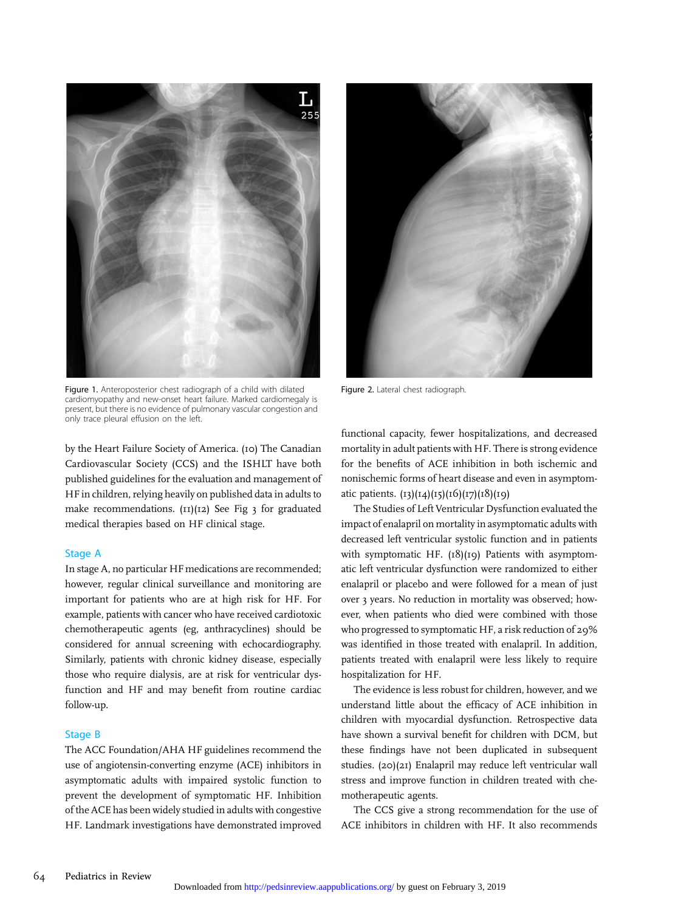Figure 1. Anteroposterior chest radiograph of a child with dilated cardiomyopathy and new-onset heart failure. Marked cardiomegaly is present, but there is no evidence of pulmonary vascular congestion and only trace pleural effusion on the left.

Figure 2. Lateral chest radiograph.

by the Heart Failure Society of America. (10) The Canadian Cardiovascular Society (CCS) and the ISHLT have both published guidelines for the evaluation and management of HF in children, relying heavily on published data in adults to make recommendations. (11)(12) See Fig 3 for graduated medical therapies based on HF clinical stage.

## Stage A

In stage A, no particular HF medications are recommended; however, regular clinical surveillance and monitoring are important for patients who are at high risk for HF. For example, patients with cancer who have received cardiotoxic chemotherapeutic agents (eg, anthracyclines) should be considered for annual screening with echocardiography. Similarly, patients with chronic kidney disease, especially those who require dialysis, are at risk for ventricular dysfunction and HF and may benefit from routine cardiac follow-up.

## Stage B

The ACC Foundation/AHA HF guidelines recommend the use of angiotensin-converting enzyme (ACE) inhibitors in asymptomatic adults with impaired systolic function to prevent the development of symptomatic HF. Inhibition of the ACE has been widely studied in adults with congestive HF. Landmark investigations have demonstrated improved functional capacity, fewer hospitalizations, and decreased mortality in adult patients with HF. There is strong evidence for the benefits of ACE inhibition in both ischemic and nonischemic forms of heart disease and even in asymptomatic patients. (13)(14)(15)(16)(17)(18)(19)

The Studies of Left Ventricular Dysfunction evaluated the impact of enalapril on mortality in asymptomatic adults with decreased left ventricular systolic function and in patients with symptomatic HF. (18)(19) Patients with asymptomatic left ventricular dysfunction were randomized to either enalapril or placebo and were followed for a mean of just over 3 years. No reduction in mortality was observed; however, when patients who died were combined with those who progressed to symptomatic HF, a risk reduction of 29% was identified in those treated with enalapril. In addition, patients treated with enalapril were less likely to require hospitalization for HF.

The evidence is less robust for children, however, and we understand little about the efficacy of ACE inhibition in children with myocardial dysfunction. Retrospective data have shown a survival benefit for children with DCM, but these findings have not been duplicated in subsequent studies. (20)(21) Enalapril may reduce left ventricular wall stress and improve function in children treated with chemotherapeutic agents.

The CCS give a strong recommendation for the use of ACE inhibitors in children with HF. It also recommends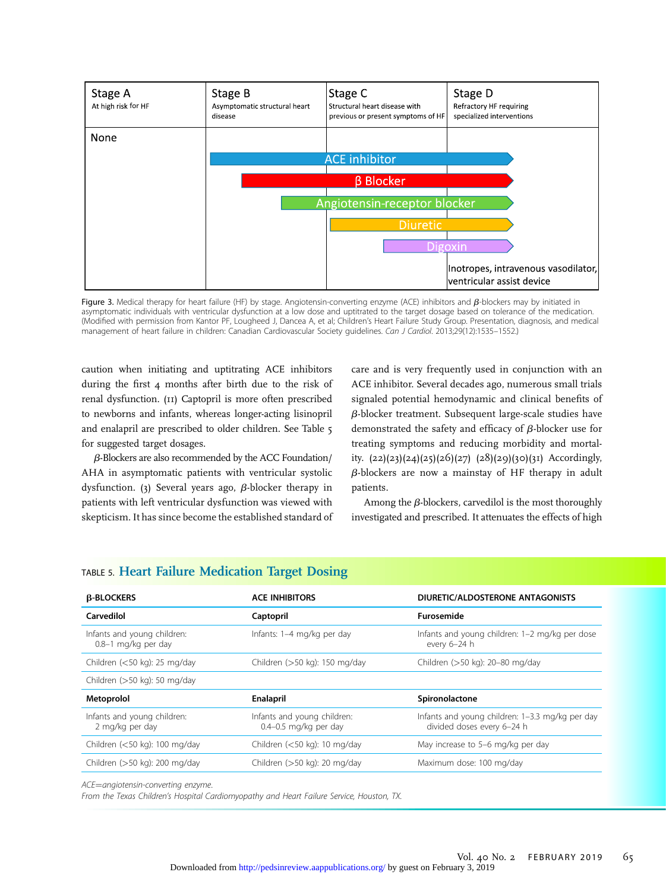| Stage A<br>At high risk for HF | Stage B<br>Asymptomatic structural heart disease | Stage C<br>Structural heart disease with previous or present symptoms of HF | Stage D<br>Refractory HF requiring specialized interventions |
|---|---|---|---|
| None | ACE inhibitor | | |
| | β Blocker | | |
| | Angiotensin-receptor blocker | | |
| | | Diuretic | |
| | | Digoxin | |
| | | | Inotropes, intravenous vasodilator, ventricular assist device |

Figure 3. Medical therapy for heart failure (HF) by stage. Angiotensin-converting enzyme (ACE) inhibitors and β-blockers may by initiated in asymptomatic individuals with ventricular dysfunction at a low dose and uptitrated to the target dosage based on tolerance of the medication. (Modified with permission from Kantor PF, Lougheed J, Dancea A, et al; Children's Heart Failure Study Group. Presentation, diagnosis, and medical management of heart failure in children: Canadian Cardiovascular Society guidelines. *Can J Cardiol.* 2013;29(12):1535–1552.)

caution when initiating and uptitrating ACE inhibitors during the first 4 months after birth due to the risk of renal dysfunction. (11) Captopril is more often prescribed to newborns and infants, whereas longer-acting lisinopril and enalapril are prescribed to older children. See Table 5 for suggested target dosages.

β-Blockers are also recommended by the ACC Foundation/AHA in asymptomatic patients with ventricular systolic dysfunction. (3) Several years ago, β-blocker therapy in patients with left ventricular dysfunction was viewed with skepticism. It has since become the established standard of care and is very frequently used in conjunction with an ACE inhibitor. Several decades ago, numerous small trials signaled potential hemodynamic and clinical benefits of β-blocker treatment. Subsequent large-scale studies have demonstrated the safety and efficacy of β-blocker use for treating symptoms and reducing morbidity and mortality. (22)(23)(24)(25)(26)(27) (28)(29)(30)(31) Accordingly, β-blockers are now a mainstay of HF therapy in adult patients.

Among the β-blockers, carvedilol is the most thoroughly investigated and prescribed. It attenuates the effects of high

TABLE 5. **Heart Failure Medication Target Dosing**

| β-BLOCKERS | ACE INHIBITORS | DIURETIC/ALDOSTERONE ANTAGONISTS |
|---|---|---|
| **Carvedilol** | **Captopril** | **Furosemide** |
| Infants and young children: 0.8–1 mg/kg per day | Infants: 1–4 mg/kg per day | Infants and young children: 1–2 mg/kg per dose every 6–24 h |
| Children (<50 kg): 25 mg/day | Children (>50 kg): 150 mg/day | Children (>50 kg): 20–80 mg/day |
| Children (>50 kg): 50 mg/day | | |
| **Metoprolol** | **Enalapril** | **Spironolactone** |
| Infants and young children: 2 mg/kg per day | Infants and young children: 0.4–0.5 mg/kg per day | Infants and young children: 1–3.3 mg/kg per day divided doses every 6–24 h |
| Children (<50 kg): 100 mg/day | Children (<50 kg): 10 mg/day | May increase to 5–6 mg/kg per day |
| Children (>50 kg): 200 mg/day | Children (>50 kg): 20 mg/day | Maximum dose: 100 mg/day |

*ACE=angiotensin-converting enzyme.*
*From the Texas Children's Hospital Cardiomyopathy and Heart Failure Service, Houston, TX.*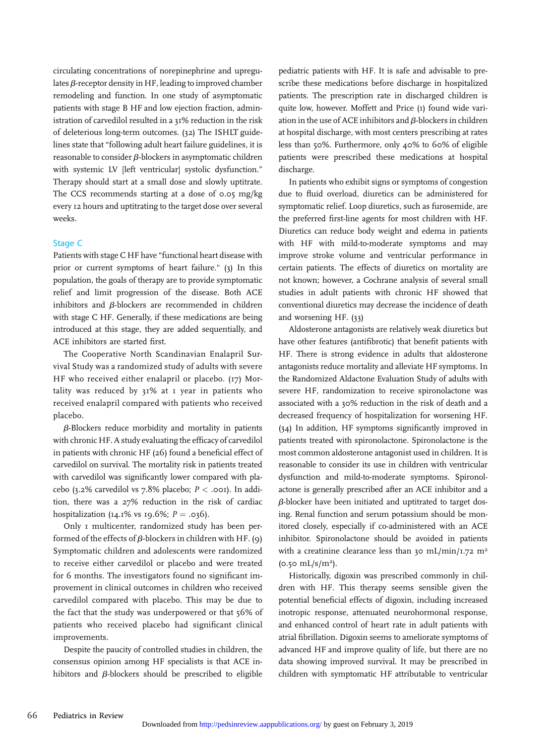circulating concentrations of norepinephrine and upregulates β-receptor density in HF, leading to improved chamber remodeling and function. In one study of asymptomatic patients with stage B HF and low ejection fraction, administration of carvedilol resulted in a 31% reduction in the risk of deleterious long-term outcomes. (32) The ISHLT guidelines state that "following adult heart failure guidelines, it is reasonable to consider β-blockers in asymptomatic children with systemic LV [left ventricular] systolic dysfunction." Therapy should start at a small dose and slowly uptitrate. The CCS recommends starting at a dose of 0.05 mg/kg every 12 hours and uptitrating to the target dose over several weeks.

### Stage C

Patients with stage C HF have "functional heart disease with prior or current symptoms of heart failure." (3) In this population, the goals of therapy are to provide symptomatic relief and limit progression of the disease. Both ACE inhibitors and β-blockers are recommended in children with stage C HF. Generally, if these medications are being introduced at this stage, they are added sequentially, and ACE inhibitors are started first.

The Cooperative North Scandinavian Enalapril Survival Study was a randomized study of adults with severe HF who received either enalapril or placebo. (17) Mortality was reduced by 31% at 1 year in patients who received enalapril compared with patients who received placebo.

β-Blockers reduce morbidity and mortality in patients with chronic HF. A study evaluating the efficacy of carvedilol in patients with chronic HF (26) found a beneficial effect of carvedilol on survival. The mortality risk in patients treated with carvedilol was significantly lower compared with placebo (3.2% carvedilol vs 7.8% placebo; $P < .001$). In addition, there was a 27% reduction in the risk of cardiac hospitalization (14.1% vs 19.6%; $P = .036$).

Only 1 multicenter, randomized study has been performed of the effects of β-blockers in children with HF. (9) Symptomatic children and adolescents were randomized to receive either carvedilol or placebo and were treated for 6 months. The investigators found no significant improvement in clinical outcomes in children who received carvedilol compared with placebo. This may be due to the fact that the study was underpowered or that 56% of patients who received placebo had significant clinical improvements.

Despite the paucity of controlled studies in children, the consensus opinion among HF specialists is that ACE inhibitors and β-blockers should be prescribed to eligible pediatric patients with HF. It is safe and advisable to prescribe these medications before discharge in hospitalized patients. The prescription rate in discharged children is quite low, however. Moffett and Price (1) found wide variation in the use of ACE inhibitors and β-blockers in children at hospital discharge, with most centers prescribing at rates less than 50%. Furthermore, only 40% to 60% of eligible patients were prescribed these medications at hospital discharge.

In patients who exhibit signs or symptoms of congestion due to fluid overload, diuretics can be administered for symptomatic relief. Loop diuretics, such as furosemide, are the preferred first-line agents for most children with HF. Diuretics can reduce body weight and edema in patients with HF with mild-to-moderate symptoms and may improve stroke volume and ventricular performance in certain patients. The effects of diuretics on mortality are not known; however, a Cochrane analysis of several small studies in adult patients with chronic HF showed that conventional diuretics may decrease the incidence of death and worsening HF. (33)

Aldosterone antagonists are relatively weak diuretics but have other features (antifibrotic) that benefit patients with HF. There is strong evidence in adults that aldosterone antagonists reduce mortality and alleviate HF symptoms. In the Randomized Aldactone Evaluation Study of adults with severe HF, randomization to receive spironolactone was associated with a 30% reduction in the risk of death and a decreased frequency of hospitalization for worsening HF. (34) In addition, HF symptoms significantly improved in patients treated with spironolactone. Spironolactone is the most common aldosterone antagonist used in children. It is reasonable to consider its use in children with ventricular dysfunction and mild-to-moderate symptoms. Spironolactone is generally prescribed after an ACE inhibitor and a β-blocker have been initiated and uptitrated to target dosing. Renal function and serum potassium should be monitored closely, especially if co-administered with an ACE inhibitor. Spironolactone should be avoided in patients with a creatinine clearance less than 30 mL/min/1.72 $m^2$ (0.50 mL/s/$m^2$).

Historically, digoxin was prescribed commonly in children with HF. This therapy seems sensible given the potential beneficial effects of digoxin, including increased inotropic response, attenuated neurohormonal response, and enhanced control of heart rate in adult patients with atrial fibrillation. Digoxin seems to ameliorate symptoms of advanced HF and improve quality of life, but there are no data showing improved survival. It may be prescribed in children with symptomatic HF attributable to ventricular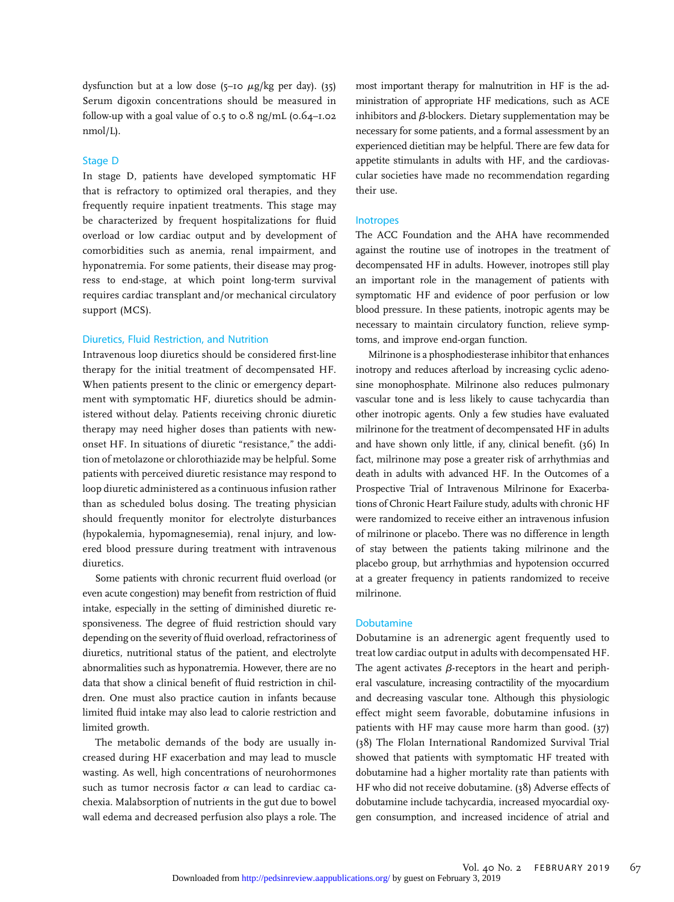dysfunction but at a low dose (5–10 μg/kg per day). (35) Serum digoxin concentrations should be measured in follow-up with a goal value of 0.5 to 0.8 ng/mL (0.64–1.02 nmol/L).

## Stage D

In stage D, patients have developed symptomatic HF that is refractory to optimized oral therapies, and they frequently require inpatient treatments. This stage may be characterized by frequent hospitalizations for fluid overload or low cardiac output and by development of comorbidities such as anemia, renal impairment, and hyponatremia. For some patients, their disease may progress to end-stage, at which point long-term survival requires cardiac transplant and/or mechanical circulatory support (MCS).

### Diuretics, Fluid Restriction, and Nutrition

Intravenous loop diuretics should be considered first-line therapy for the initial treatment of decompensated HF. When patients present to the clinic or emergency department with symptomatic HF, diuretics should be administered without delay. Patients receiving chronic diuretic therapy may need higher doses than patients with new-onset HF. In situations of diuretic "resistance," the addition of metolazone or chlorothiazide may be helpful. Some patients with perceived diuretic resistance may respond to loop diuretic administered as a continuous infusion rather than as scheduled bolus dosing. The treating physician should frequently monitor for electrolyte disturbances (hypokalemia, hypomagnesemia), renal injury, and lowered blood pressure during treatment with intravenous diuretics.

Some patients with chronic recurrent fluid overload (or even acute congestion) may benefit from restriction of fluid intake, especially in the setting of diminished diuretic responsiveness. The degree of fluid restriction should vary depending on the severity of fluid overload, refractoriness of diuretics, nutritional status of the patient, and electrolyte abnormalities such as hyponatremia. However, there are no data that show a clinical benefit of fluid restriction in children. One must also practice caution in infants because limited fluid intake may also lead to calorie restriction and limited growth.

The metabolic demands of the body are usually increased during HF exacerbation and may lead to muscle wasting. As well, high concentrations of neurohormones such as tumor necrosis factor α can lead to cardiac cachexia. Malabsorption of nutrients in the gut due to bowel wall edema and decreased perfusion also plays a role. The most important therapy for malnutrition in HF is the administration of appropriate HF medications, such as ACE inhibitors and β-blockers. Dietary supplementation may be necessary for some patients, and a formal assessment by an experienced dietitian may be helpful. There are few data for appetite stimulants in adults with HF, and the cardiovascular societies have made no recommendation regarding their use.

### Inotropes

The ACC Foundation and the AHA have recommended against the routine use of inotropes in the treatment of decompensated HF in adults. However, inotropes still play an important role in the management of patients with symptomatic HF and evidence of poor perfusion or low blood pressure. In these patients, inotropic agents may be necessary to maintain circulatory function, relieve symptoms, and improve end-organ function.

Milrinone is a phosphodiesterase inhibitor that enhances inotropy and reduces afterload by increasing cyclic adenosine monophosphate. Milrinone also reduces pulmonary vascular tone and is less likely to cause tachycardia than other inotropic agents. Only a few studies have evaluated milrinone for the treatment of decompensated HF in adults and have shown only little, if any, clinical benefit. (36) In fact, milrinone may pose a greater risk of arrhythmias and death in adults with advanced HF. In the Outcomes of a Prospective Trial of Intravenous Milrinone for Exacerbations of Chronic Heart Failure study, adults with chronic HF were randomized to receive either an intravenous infusion of milrinone or placebo. There was no difference in length of stay between the patients taking milrinone and the placebo group, but arrhythmias and hypotension occurred at a greater frequency in patients randomized to receive milrinone.

### Dobutamine

Dobutamine is an adrenergic agent frequently used to treat low cardiac output in adults with decompensated HF. The agent activates β-receptors in the heart and peripheral vasculature, increasing contractility of the myocardium and decreasing vascular tone. Although this physiologic effect might seem favorable, dobutamine infusions in patients with HF may cause more harm than good. (37) (38) The Flolan International Randomized Survival Trial showed that patients with symptomatic HF treated with dobutamine had a higher mortality rate than patients with HF who did not receive dobutamine. (38) Adverse effects of dobutamine include tachycardia, increased myocardial oxygen consumption, and increased incidence of atrial and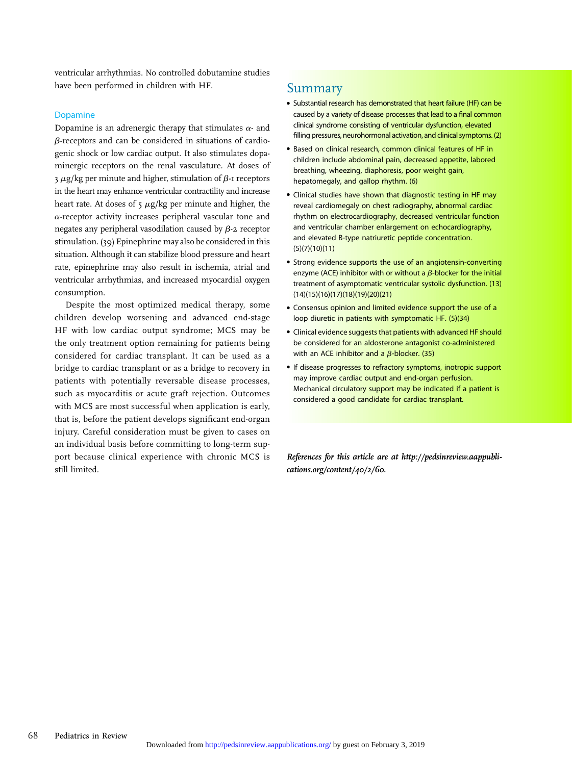ventricular arrhythmias. No controlled dobutamine studies have been performed in children with HF.

### Dopamine

Dopamine is an adrenergic therapy that stimulates $\alpha$- and $\beta$-receptors and can be considered in situations of cardiogenic shock or low cardiac output. It also stimulates dopaminergic receptors on the renal vasculature. At doses of 3 $\mu$g/kg per minute and higher, stimulation of $\beta$-1 receptors in the heart may enhance ventricular contractility and increase heart rate. At doses of 5 $\mu$g/kg per minute and higher, the $\alpha$-receptor activity increases peripheral vascular tone and negates any peripheral vasodilation caused by $\beta$-2 receptor stimulation. (39) Epinephrine may also be considered in this situation. Although it can stabilize blood pressure and heart rate, epinephrine may also result in ischemia, atrial and ventricular arrhythmias, and increased myocardial oxygen consumption.

Despite the most optimized medical therapy, some children develop worsening and advanced end-stage HF with low cardiac output syndrome; MCS may be the only treatment option remaining for patients being considered for cardiac transplant. It can be used as a bridge to cardiac transplant or as a bridge to recovery in patients with potentially reversable disease processes, such as myocarditis or acute graft rejection. Outcomes with MCS are most successful when application is early, that is, before the patient develops significant end-organ injury. Careful consideration must be given to cases on an individual basis before committing to long-term support because clinical experience with chronic MCS is still limited.

## Summary

- Substantial research has demonstrated that heart failure (HF) can be caused by a variety of disease processes that lead to a final common clinical syndrome consisting of ventricular dysfunction, elevated filling pressures, neurohormonal activation, and clinical symptoms. (2)
- Based on clinical research, common clinical features of HF in children include abdominal pain, decreased appetite, labored breathing, wheezing, diaphoresis, poor weight gain, hepatomegaly, and gallop rhythm. (6)
- Clinical studies have shown that diagnostic testing in HF may reveal cardiomegaly on chest radiography, abnormal cardiac rhythm on electrocardiography, decreased ventricular function and ventricular chamber enlargement on echocardiography, and elevated B-type natriuretic peptide concentration. (5)(7)(10)(11)
- Strong evidence supports the use of an angiotensin-converting enzyme (ACE) inhibitor with or without a $\beta$-blocker for the initial treatment of asymptomatic ventricular systolic dysfunction. (13)(14)(15)(16)(17)(18)(19)(20)(21)
- Consensus opinion and limited evidence support the use of a loop diuretic in patients with symptomatic HF. (5)(34)
- Clinical evidence suggests that patients with advanced HF should be considered for an aldosterone antagonist co-administered with an ACE inhibitor and a $\beta$-blocker. (35)
- If disease progresses to refractory symptoms, inotropic support may improve cardiac output and end-organ perfusion. Mechanical circulatory support may be indicated if a patient is considered a good candidate for cardiac transplant.

*References for this article are at http://pedsinreview.aappublications.org/content/40/2/60.*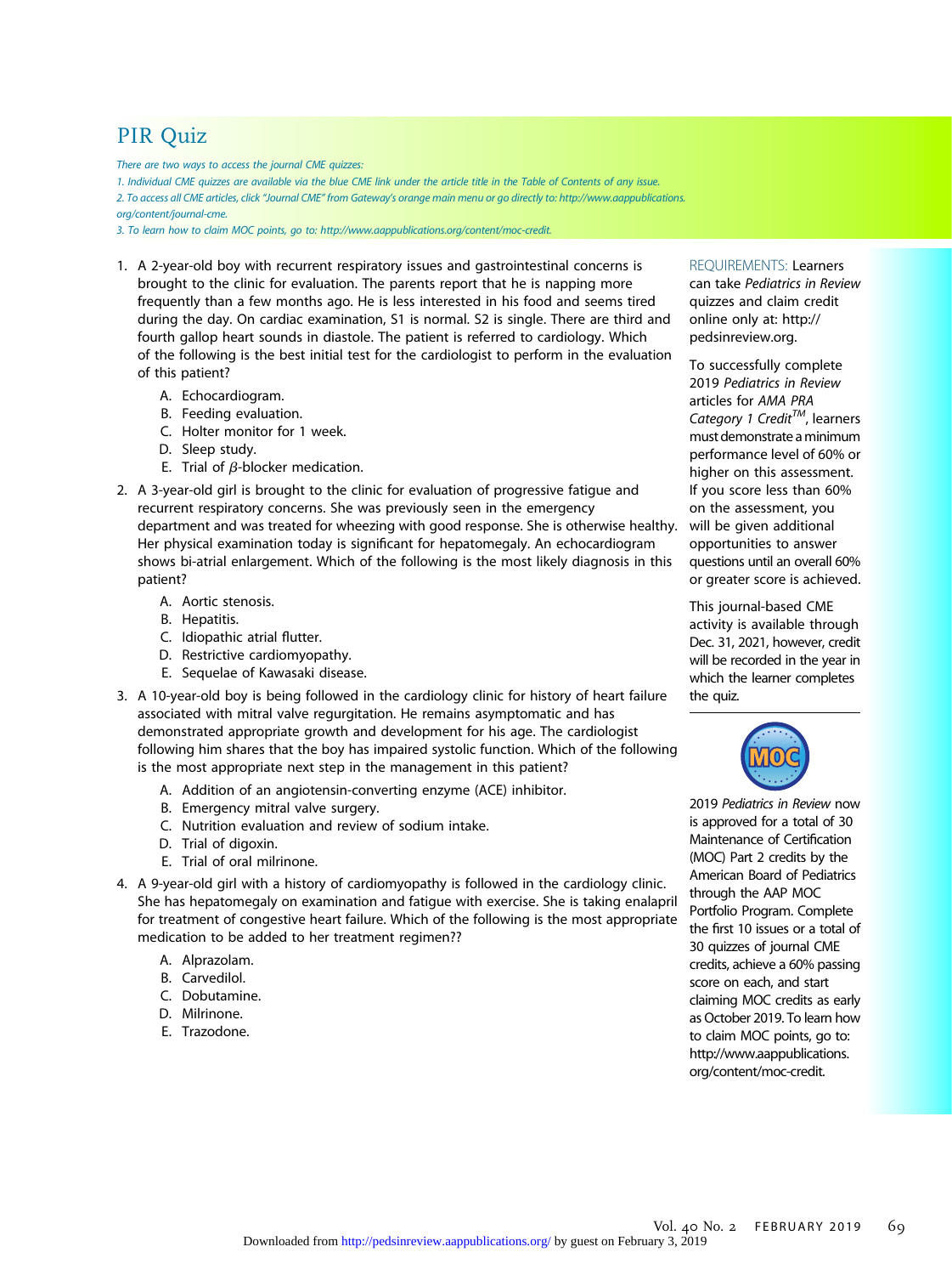# PIR Quiz

*There are two ways to access the journal CME quizzes:*

*1. Individual CME quizzes are available via the blue CME link under the article title in the Table of Contents of any issue.*

*2. To access all CME articles, click "Journal CME" from Gateway's orange main menu or go directly to: http://www.aappublications.org/content/journal-cme.*

*3. To learn how to claim MOC points, go to: http://www.aappublications.org/content/moc-credit.*

1. A 2-year-old boy with recurrent respiratory issues and gastrointestinal concerns is brought to the clinic for evaluation. The parents report that he is napping more frequently than a few months ago. He is less interested in his food and seems tired during the day. On cardiac examination, S1 is normal. S2 is single. There are third and fourth gallop heart sounds in diastole. The patient is referred to cardiology. Which of the following is the best initial test for the cardiologist to perform in the evaluation of this patient?
   - A. Echocardiogram.
   - B. Feeding evaluation.
   - C. Holter monitor for 1 week.
   - D. Sleep study.
   - E. Trial of $\beta$-blocker medication.

2. A 3-year-old girl is brought to the clinic for evaluation of progressive fatigue and recurrent respiratory concerns. She was previously seen in the emergency department and was treated for wheezing with good response. She is otherwise healthy. Her physical examination today is significant for hepatomegaly. An echocardiogram shows bi-atrial enlargement. Which of the following is the most likely diagnosis in this patient?
   - A. Aortic stenosis.
   - B. Hepatitis.
   - C. Idiopathic atrial flutter.
   - D. Restrictive cardiomyopathy.
   - E. Sequelae of Kawasaki disease.

3. A 10-year-old boy is being followed in the cardiology clinic for history of heart failure associated with mitral valve regurgitation. He remains asymptomatic and has demonstrated appropriate growth and development for his age. The cardiologist following him shares that the boy has impaired systolic function. Which of the following is the most appropriate next step in the management in this patient?
   - A. Addition of an angiotensin-converting enzyme (ACE) inhibitor.
   - B. Emergency mitral valve surgery.
   - C. Nutrition evaluation and review of sodium intake.
   - D. Trial of digoxin.
   - E. Trial of oral milrinone.

4. A 9-year-old girl with a history of cardiomyopathy is followed in the cardiology clinic. She has hepatomegaly on examination and fatigue with exercise. She is taking enalapril for treatment of congestive heart failure. Which of the following is the most appropriate medication to be added to her treatment regimen??
   - A. Alprazolam.
   - B. Carvedilol.
   - C. Dobutamine.
   - D. Milrinone.
   - E. Trazodone.

REQUIREMENTS: Learners can take *Pediatrics in Review* quizzes and claim credit online only at: http://pedsinreview.org.

To successfully complete 2019 *Pediatrics in Review* articles for *AMA PRA Category 1 Credit™*, learners must demonstrate a minimum performance level of 60% or higher on this assessment. If you score less than 60% on the assessment, you will be given additional opportunities to answer questions until an overall 60% or greater score is achieved.

This journal-based CME activity is available through Dec. 31, 2021, however, credit will be recorded in the year in which the learner completes the quiz.

2019 *Pediatrics in Review* now is approved for a total of 30 Maintenance of Certification (MOC) Part 2 credits by the American Board of Pediatrics through the AAP MOC Portfolio Program. Complete the first 10 issues or a total of 30 quizzes of journal CME credits, achieve a 60% passing score on each, and start claiming MOC credits as early as October 2019. To learn how to claim MOC points, go to: http://www.aappublications.org/content/moc-credit.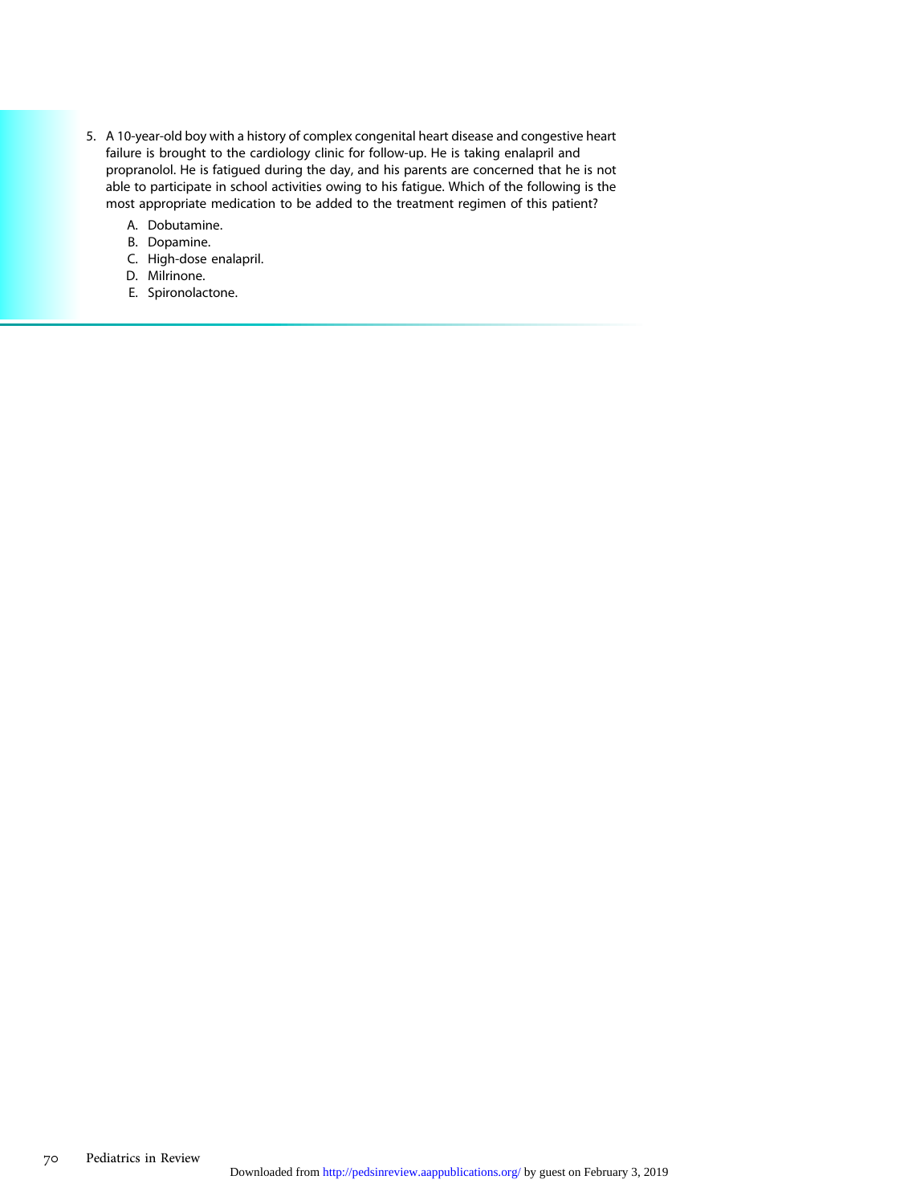5. A 10-year-old boy with a history of complex congenital heart disease and congestive heart failure is brought to the cardiology clinic for follow-up. He is taking enalapril and propranolol. He is fatigued during the day, and his parents are concerned that he is not able to participate in school activities owing to his fatigue. Which of the following is the most appropriate medication to be added to the treatment regimen of this patient?

   A. Dobutamine.
   B. Dopamine.
   C. High-dose enalapril.
   D. Milrinone.
   E. Spironolactone.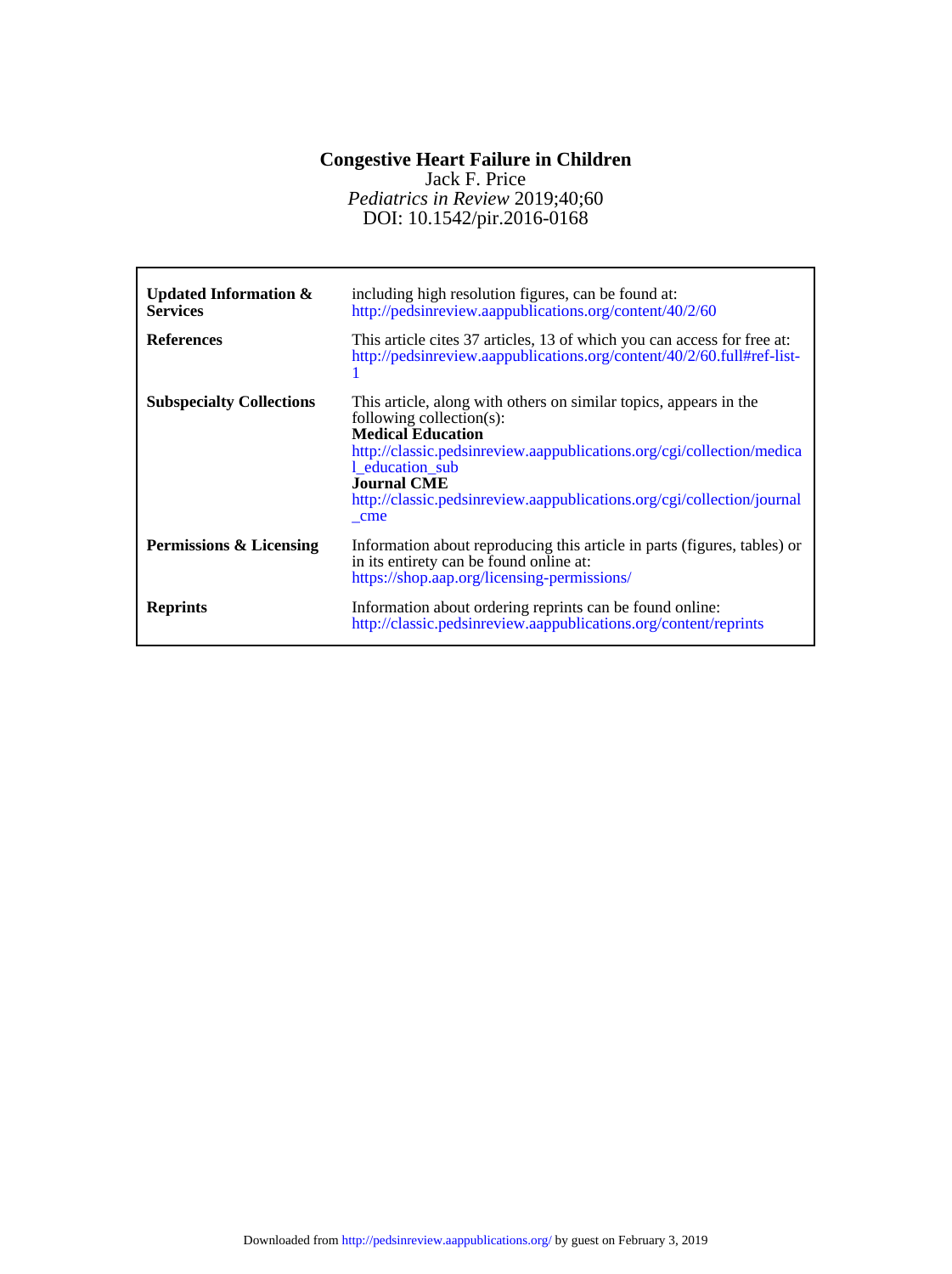# Congestive Heart Failure in Children

Jack F. Price

*Pediatrics in Review* 2019;40;60

DOI: 10.1542/pir.2016-0168

| | |
|---|---|
| **Updated Information & Services** | including high resolution figures, can be found at: http://pedsinreview.aappublications.org/content/40/2/60 |
| **References** | This article cites 37 articles, 13 of which you can access for free at: http://pedsinreview.aappublications.org/content/40/2/60.full#ref-list-1 |
| **Subspecialty Collections** | This article, along with others on similar topics, appears in the following collection(s): **Medical Education** http://classic.pedsinreview.aappublications.org/cgi/collection/medical_education_sub **Journal CME** http://classic.pedsinreview.aappublications.org/cgi/collection/journal_cme |
| **Permissions & Licensing** | Information about reproducing this article in parts (figures, tables) or in its entirety can be found online at: https://shop.aap.org/licensing-permissions/ |
| **Reprints** | Information about ordering reprints can be found online: http://classic.pedsinreview.aappublications.org/content/reprints |

Downloaded from http://pedsinreview.aappublications.org/ by guest on February 3, 2019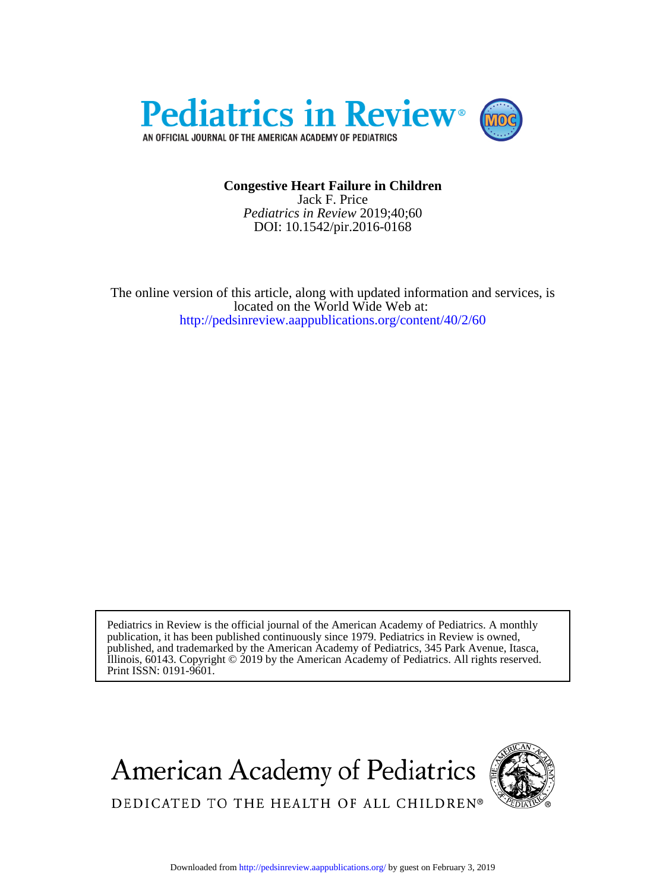# Pediatrics in Review®

AN OFFICIAL JOURNAL OF THE AMERICAN ACADEMY OF PEDIATRICS

**Congestive Heart Failure in Children**

Jack F. Price

*Pediatrics in Review* 2019;40;60

DOI: 10.1542/pir.2016-0168

The online version of this article, along with updated information and services, is located on the World Wide Web at:

http://pedsinreview.aappublications.org/content/40/2/60

Pediatrics in Review is the official journal of the American Academy of Pediatrics. A monthly publication, it has been published continuously since 1979. Pediatrics in Review is owned, published, and trademarked by the American Academy of Pediatrics, 345 Park Avenue, Itasca, Illinois, 60143. Copyright © 2019 by the American Academy of Pediatrics. All rights reserved. Print ISSN: 0191-9601.

American Academy of Pediatrics

DEDICATED TO THE HEALTH OF ALL CHILDREN®

Downloaded from http://pedsinreview.aappublications.org/ by guest on February 3, 2019